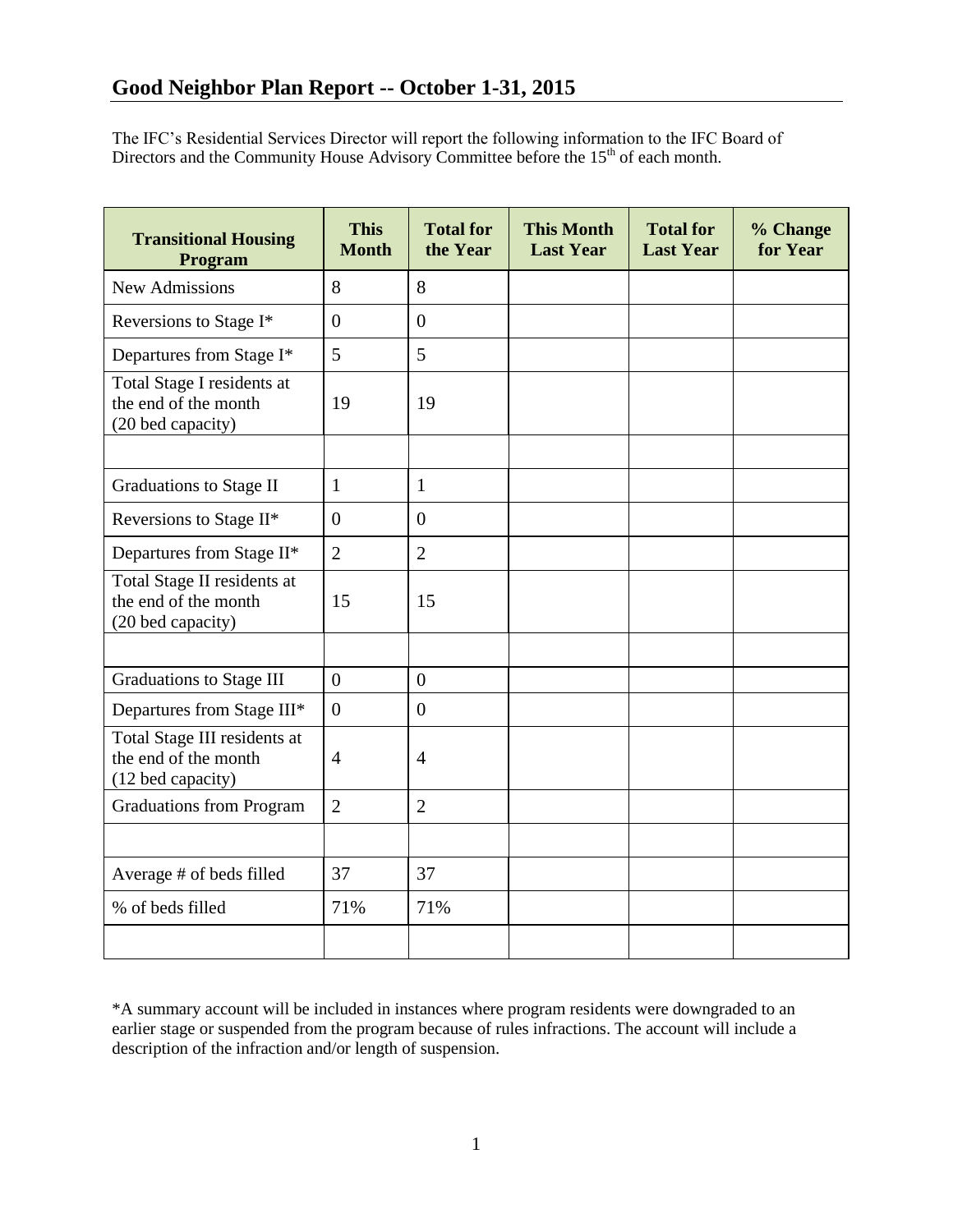## Good Neighbor Plan Report -- October 1-31, 2015

The IFC's Residential Services Director will report the following information to the IFC Board of Directors and the Community House Advisory Committee before the 15th of each month.

| Transitional Housing Program | This Month | Total for the Year | This Month Last Year | Total for Last Year | % Change for Year |
|---|---|---|---|---|---|
| New Admissions | 8 | 8 | | | |
| Reversions to Stage I* | 0 | 0 | | | |
| Departures from Stage I* | 5 | 5 | | | |
| Total Stage I residents at the end of the month (20 bed capacity) | 19 | 19 | | | |
| | | | | | |
| Graduations to Stage II | 1 | 1 | | | |
| Reversions to Stage II* | 0 | 0 | | | |
| Departures from Stage II* | 2 | 2 | | | |
| Total Stage II residents at the end of the month (20 bed capacity) | 15 | 15 | | | |
| | | | | | |
| Graduations to Stage III | 0 | 0 | | | |
| Departures from Stage III* | 0 | 0 | | | |
| Total Stage III residents at the end of the month (12 bed capacity) | 4 | 4 | | | |
| Graduations from Program | 2 | 2 | | | |
| | | | | | |
| Average # of beds filled | 37 | 37 | | | |
| % of beds filled | 71% | 71% | | | |
| | | | | | |

*A summary account will be included in instances where program residents were downgraded to an earlier stage or suspended from the program because of rules infractions. The account will include a description of the infraction and/or length of suspension.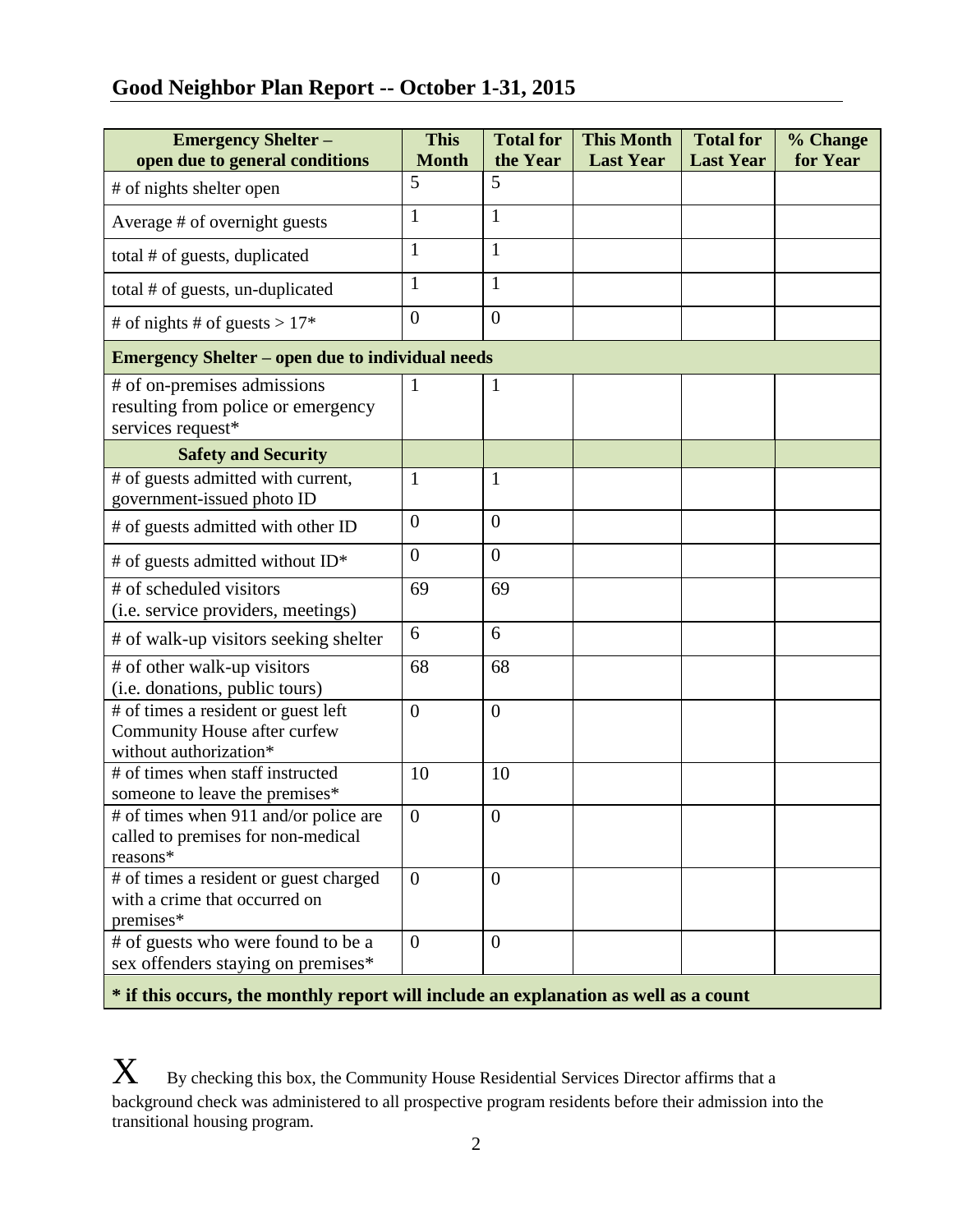## Good Neighbor Plan Report -- October 1-31, 2015

| Emergency Shelter – open due to general conditions | This Month | Total for the Year | This Month Last Year | Total for Last Year | % Change for Year |
|---|---|---|---|---|---|
| # of nights shelter open | 5 | 5 | | | |
| Average # of overnight guests | 1 | 1 | | | |
| total # of guests, duplicated | 1 | 1 | | | |
| total # of guests, un-duplicated | 1 | 1 | | | |
| # of nights # of guests > 17* | 0 | 0 | | | |
| **Emergency Shelter – open due to individual needs** | | | | | |
| # of on-premises admissions resulting from police or emergency services request* | 1 | 1 | | | |
| **Safety and Security** | | | | | |
| # of guests admitted with current, government-issued photo ID | 1 | 1 | | | |
| # of guests admitted with other ID | 0 | 0 | | | |
| # of guests admitted without ID* | 0 | 0 | | | |
| # of scheduled visitors (i.e. service providers, meetings) | 69 | 69 | | | |
| # of walk-up visitors seeking shelter | 6 | 6 | | | |
| # of other walk-up visitors (i.e. donations, public tours) | 68 | 68 | | | |
| # of times a resident or guest left Community House after curfew without authorization* | 0 | 0 | | | |
| # of times when staff instructed someone to leave the premises* | 10 | 10 | | | |
| # of times when 911 and/or police are called to premises for non-medical reasons* | 0 | 0 | | | |
| # of times a resident or guest charged with a crime that occurred on premises* | 0 | 0 | | | |
| # of guests who were found to be a sex offenders staying on premises* | 0 | 0 | | | |
| **\* if this occurs, the monthly report will include an explanation as well as a count** | | | | | |

X By checking this box, the Community House Residential Services Director affirms that a background check was administered to all prospective program residents before their admission into the transitional housing program.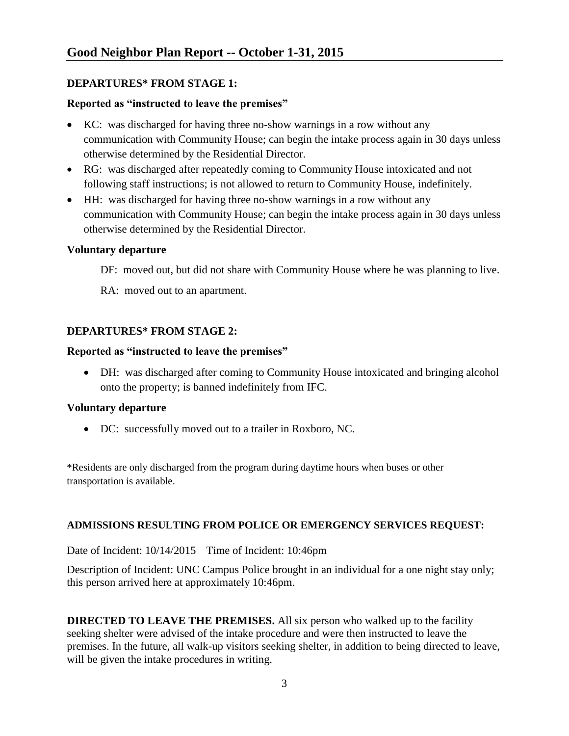# Good Neighbor Plan Report -- October 1-31, 2015

**DEPARTURES* FROM STAGE 1:**

**Reported as "instructed to leave the premises"**

- KC: was discharged for having three no-show warnings in a row without any communication with Community House; can begin the intake process again in 30 days unless otherwise determined by the Residential Director.
- RG: was discharged after repeatedly coming to Community House intoxicated and not following staff instructions; is not allowed to return to Community House, indefinitely.
- HH: was discharged for having three no-show warnings in a row without any communication with Community House; can begin the intake process again in 30 days unless otherwise determined by the Residential Director.

**Voluntary departure**

DF: moved out, but did not share with Community House where he was planning to live.

RA: moved out to an apartment.

**DEPARTURES* FROM STAGE 2:**

**Reported as "instructed to leave the premises"**

- DH: was discharged after coming to Community House intoxicated and bringing alcohol onto the property; is banned indefinitely from IFC.

**Voluntary departure**

- DC: successfully moved out to a trailer in Roxboro, NC.

*Residents are only discharged from the program during daytime hours when buses or other transportation is available.

**ADMISSIONS RESULTING FROM POLICE OR EMERGENCY SERVICES REQUEST:**

Date of Incident: 10/14/2015 Time of Incident: 10:46pm

Description of Incident: UNC Campus Police brought in an individual for a one night stay only; this person arrived here at approximately 10:46pm.

**DIRECTED TO LEAVE THE PREMISES.** All six person who walked up to the facility seeking shelter were advised of the intake procedure and were then instructed to leave the premises. In the future, all walk-up visitors seeking shelter, in addition to being directed to leave, will be given the intake procedures in writing.